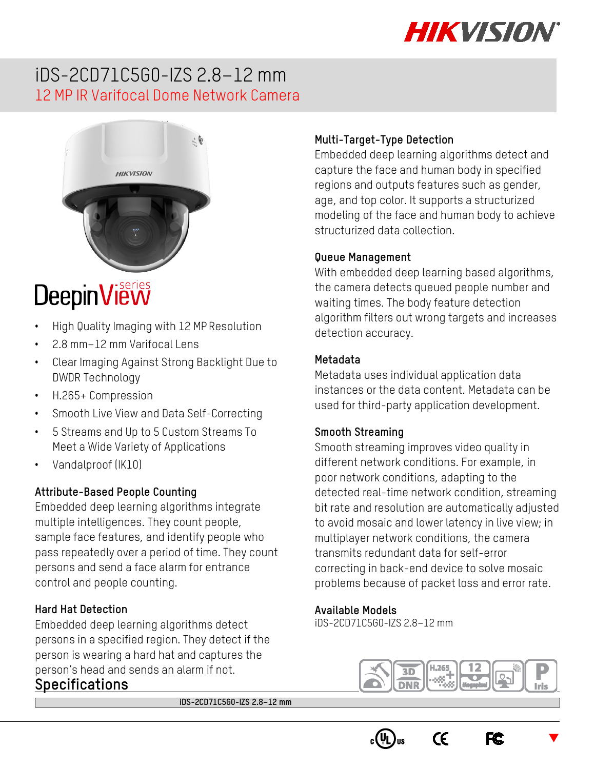# iDS-2CD71C5G0-IZS 2.8–12 mm

## 12 MP IR Varifocal Dome Network Camera

DeepinView series

- High Quality Imaging with 12 MP Resolution
- 2.8 mm–12 mm Varifocal Lens
- Clear Imaging Against Strong Backlight Due to DWDR Technology
- H.265+ Compression
- Smooth Live View and Data Self-Correcting
- 5 Streams and Up to 5 Custom Streams To Meet a Wide Variety of Applications
- Vandalproof (IK10)

### Attribute-Based People Counting

Embedded deep learning algorithms integrate multiple intelligences. They count people, sample face features, and identify people who pass repeatedly over a period of time. They count persons and send a face alarm for entrance control and people counting.

### Hard Hat Detection

Embedded deep learning algorithms detect persons in a specified region. They detect if the person is wearing a hard hat and captures the person's head and sends an alarm if not.

### Multi-Target-Type Detection

Embedded deep learning algorithms detect and capture the face and human body in specified regions and outputs features such as gender, age, and top color. It supports a structurized modeling of the face and human body to achieve structurized data collection.

### Queue Management

With embedded deep learning based algorithms, the camera detects queued people number and waiting times. The body feature detection algorithm filters out wrong targets and increases detection accuracy.

### Metadata

Metadata uses individual application data instances or the data content. Metadata can be used for third-party application development.

### Smooth Streaming

Smooth streaming improves video quality in different network conditions. For example, in poor network conditions, adapting to the detected real-time network condition, streaming bit rate and resolution are automatically adjusted to avoid mosaic and lower latency in live view; in multiplayer network conditions, the camera transmits redundant data for self-error correcting in back-end device to solve mosaic problems because of packet loss and error rate.

### Available Models

iDS-2CD71C5G0-IZS 2.8–12 mm

## Specifications

| iDS-2CD71C5G0-IZS 2.8–12 mm |
|---|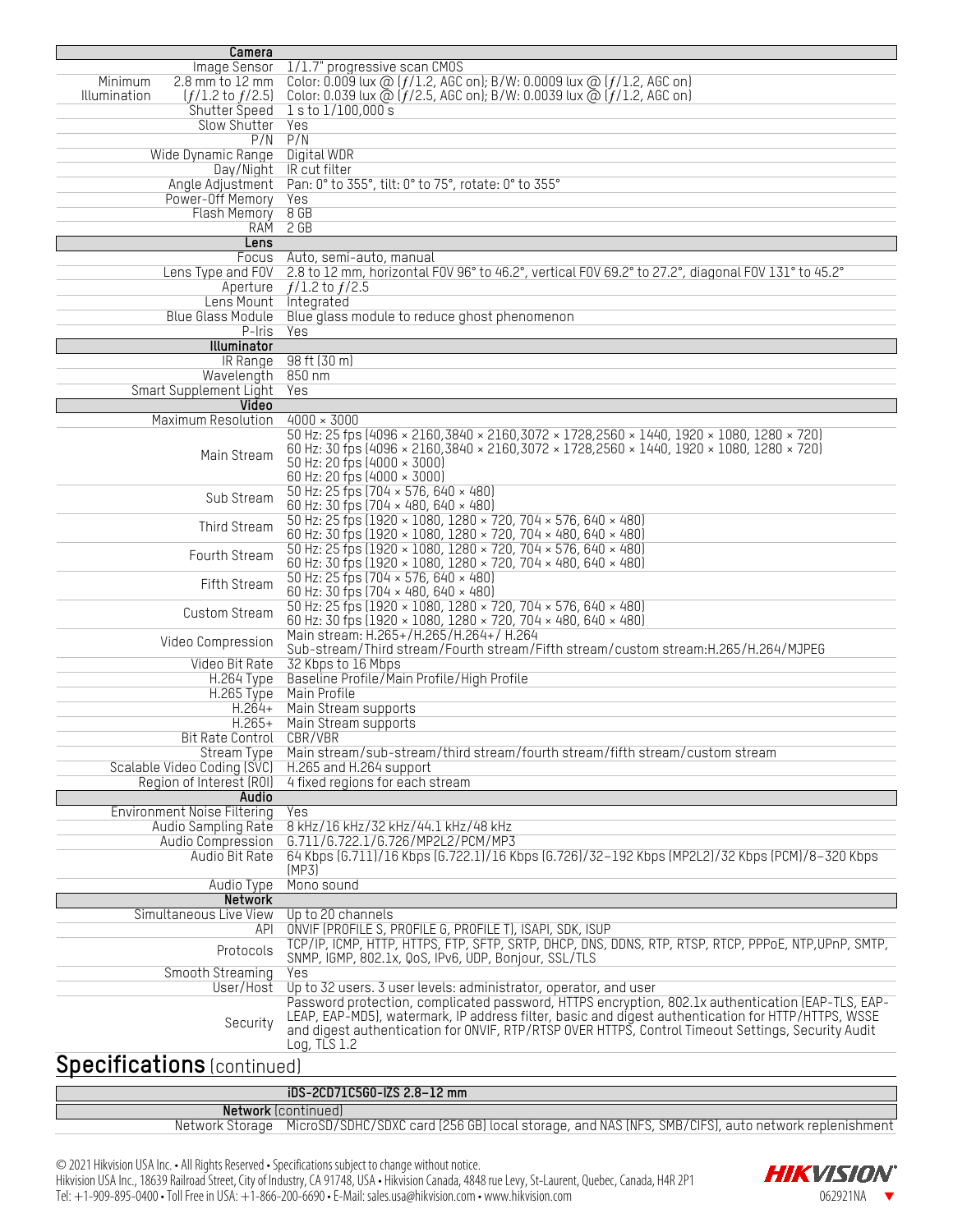| Camera | |
|---|---|
| Image Sensor | 1/1.7" progressive scan CMOS |
| Minimum Illumination — 2.8 mm to 12 mm | Color: 0.009 lux @ (ƒ/1.2, AGC on); B/W: 0.0009 lux @ (ƒ/1.2, AGC on) |
| Minimum Illumination — (ƒ/1.2 to ƒ/2.5) | Color: 0.039 lux @ (ƒ/2.5, AGC on); B/W: 0.0039 lux @ (ƒ/1.2, AGC on) |
| Shutter Speed | 1 s to 1/100,000 s |
| Slow Shutter | Yes |
| P/N | P/N |
| Wide Dynamic Range | Digital WDR |
| Day/Night | IR cut filter |
| Angle Adjustment | Pan: 0° to 355°, tilt: 0° to 75°, rotate: 0° to 355° |
| Power-Off Memory | Yes |
| Flash Memory | 8 GB |
| RAM | 2 GB |
| **Lens** | |
| Focus | Auto, semi-auto, manual |
| Lens Type and FOV | 2.8 to 12 mm, horizontal FOV 96° to 46.2°, vertical FOV 69.2° to 27.2°, diagonal FOV 131° to 45.2° |
| Aperture | ƒ/1.2 to ƒ/2.5 |
| Lens Mount | Integrated |
| Blue Glass Module | Blue glass module to reduce ghost phenomenon |
| P-Iris | Yes |
| **Illuminator** | |
| IR Range | 98 ft (30 m) |
| Wavelength | 850 nm |
| Smart Supplement Light | Yes |
| **Video** | |
| Maximum Resolution | 4000 × 3000 |
| Main Stream | 50 Hz: 25 fps (4096 × 2160,3840 × 2160,3072 × 1728,2560 × 1440, 1920 × 1080, 1280 × 720)<br>60 Hz: 30 fps (4096 × 2160,3840 × 2160,3072 × 1728,2560 × 1440, 1920 × 1080, 1280 × 720)<br>50 Hz: 20 fps (4000 × 3000)<br>60 Hz: 20 fps (4000 × 3000) |
| Sub Stream | 50 Hz: 25 fps (704 × 576, 640 × 480)<br>60 Hz: 30 fps (704 × 480, 640 × 480) |
| Third Stream | 50 Hz: 25 fps (1920 × 1080, 1280 × 720, 704 × 576, 640 × 480)<br>60 Hz: 30 fps (1920 × 1080, 1280 × 720, 704 × 480, 640 × 480) |
| Fourth Stream | 50 Hz: 25 fps (1920 × 1080, 1280 × 720, 704 × 576, 640 × 480)<br>60 Hz: 30 fps (1920 × 1080, 1280 × 720, 704 × 480, 640 × 480) |
| Fifth Stream | 50 Hz: 25 fps (704 × 576, 640 × 480)<br>60 Hz: 30 fps (704 × 480, 640 × 480) |
| Custom Stream | 50 Hz: 25 fps (1920 × 1080, 1280 × 720, 704 × 576, 640 × 480)<br>60 Hz: 30 fps (1920 × 1080, 1280 × 720, 704 × 480, 640 × 480) |
| Video Compression | Main stream: H.265+/H.265/H.264+/ H.264<br>Sub-stream/Third stream/Fourth stream/Fifth stream/custom stream:H.265/H.264/MJPEG |
| Video Bit Rate | 32 Kbps to 16 Mbps |
| H.264 Type | Baseline Profile/Main Profile/High Profile |
| H.265 Type | Main Profile |
| H.264+ | Main Stream supports |
| H.265+ | Main Stream supports |
| Bit Rate Control | CBR/VBR |
| Stream Type | Main stream/sub-stream/third stream/fourth stream/fifth stream/custom stream |
| Scalable Video Coding (SVC) | H.265 and H.264 support |
| Region of Interest (ROI) | 4 fixed regions for each stream |
| **Audio** | |
| Environment Noise Filtering | Yes |
| Audio Sampling Rate | 8 kHz/16 kHz/32 kHz/44.1 kHz/48 kHz |
| Audio Compression | G.711/G.722.1/G.726/MP2L2/PCM/MP3 |
| Audio Bit Rate | 64 Kbps (G.711)/16 Kbps (G.722.1)/16 Kbps (G.726)/32–192 Kbps (MP2L2)/32 Kbps (PCM)/8–320 Kbps (MP3) |
| Audio Type | Mono sound |
| **Network** | |
| Simultaneous Live View | Up to 20 channels |
| API | ONVIF (PROFILE S, PROFILE G, PROFILE T), ISAPI, SDK, ISUP |
| Protocols | TCP/IP, ICMP, HTTP, HTTPS, FTP, SFTP, SRTP, DHCP, DNS, DDNS, RTP, RTSP, RTCP, PPPoE, NTP,UPnP, SMTP, SNMP, IGMP, 802.1x, QoS, IPv6, UDP, Bonjour, SSL/TLS |
| Smooth Streaming | Yes |
| User/Host | Up to 32 users. 3 user levels: administrator, operator, and user |
| Security | Password protection, complicated password, HTTPS encryption, 802.1x authentication (EAP-TLS, EAP-LEAP, EAP-MD5), watermark, IP address filter, basic and digest authentication for HTTP/HTTPS, WSSE and digest authentication for ONVIF, RTP/RTSP OVER HTTPS, Control Timeout Settings, Security Audit Log, TLS 1.2 |

## Specifications (continued)

| | iDS-2CD71C5G0-IZS 2.8–12 mm |
|---|---|
| **Network** (continued) | |
| Network Storage | MicroSD/SDHC/SDXC card (256 GB) local storage, and NAS (NFS, SMB/CIFS), auto network replenishment |

© 2021 Hikvision USA Inc. • All Rights Reserved • Specifications subject to change without notice.
Hikvision USA Inc., 18639 Railroad Street, City of Industry, CA 91748, USA • Hikvision Canada, 4848 rue Levy, St-Laurent, Quebec, Canada, H4R 2P1
Tel: +1-909-895-0400 • Toll Free in USA: +1-866-200-6690 • E-Mail: sales.usa@hikvision.com • www.hikvision.com

HIKVISION 062921NA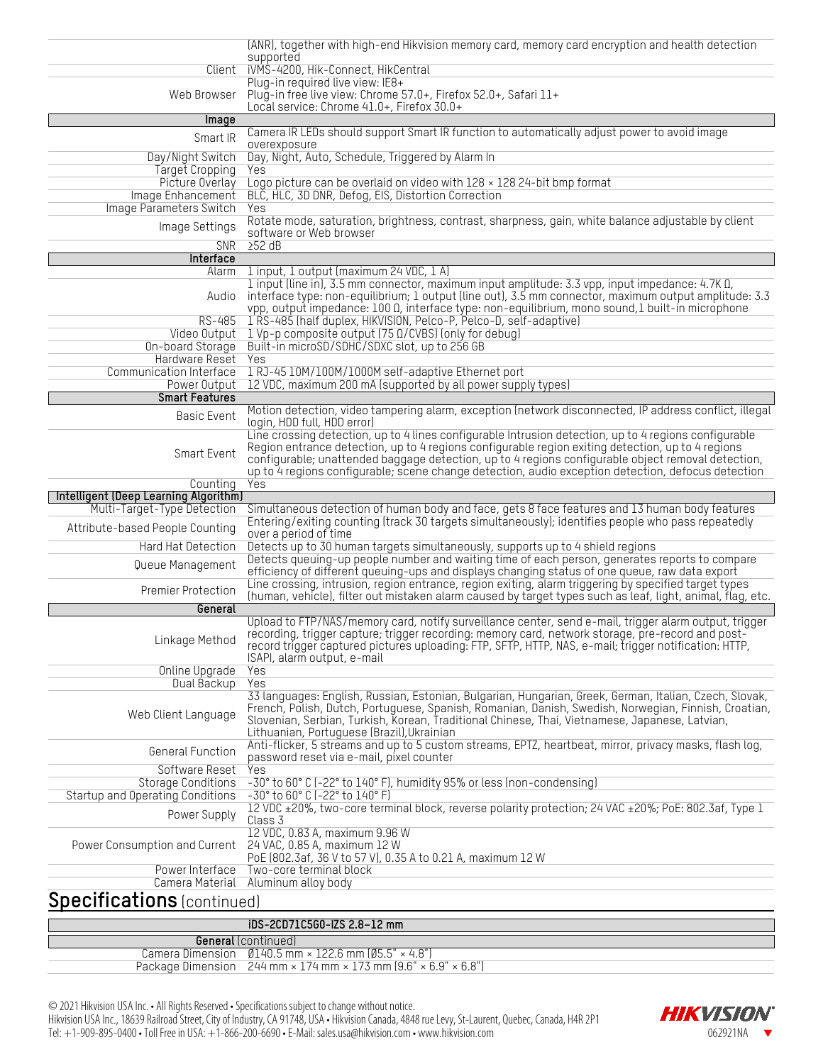| | |
|---|---|
| | (ANR), together with high-end Hikvision memory card, memory card encryption and health detection supported |
| Client | iVMS-4200, Hik-Connect, HikCentral |
| Web Browser | Plug-in required live view: IE8+<br>Plug-in free live view: Chrome 57.0+, Firefox 52.0+, Safari 11+<br>Local service: Chrome 41.0+, Firefox 30.0+ |
| **Image** | |
| Smart IR | Camera IR LEDs should support Smart IR function to automatically adjust power to avoid image overexposure |
| Day/Night Switch | Day, Night, Auto, Schedule, Triggered by Alarm In |
| Target Cropping | Yes |
| Picture Overlay | Logo picture can be overlaid on video with 128 × 128 24-bit bmp format |
| Image Enhancement | BLC, HLC, 3D DNR, Defog, EIS, Distortion Correction |
| Image Parameters Switch | Yes |
| Image Settings | Rotate mode, saturation, brightness, contrast, sharpness, gain, white balance adjustable by client software or Web browser |
| SNR | ≥52 dB |
| **Interface** | |
| Alarm | 1 input, 1 output (maximum 24 VDC, 1 A) |
| Audio | 1 input (line in), 3.5 mm connector, maximum input amplitude: 3.3 vpp, input impedance: 4.7K Ω, interface type: non-equilibrium; 1 output (line out), 3.5 mm connector, maximum output amplitude: 3.3 vpp, output impedance: 100 Ω, interface type: non-equilibrium, mono sound,1 built-in microphone |
| RS-485 | 1 RS-485 (half duplex, HIKVISION, Pelco-P, Pelco-D, self-adaptive) |
| Video Output | 1 Vp-p composite output (75 Ω/CVBS) (only for debug) |
| On-board Storage | Built-in microSD/SDHC/SDXC slot, up to 256 GB |
| Hardware Reset | Yes |
| Communication Interface | 1 RJ-45 10M/100M/1000M self-adaptive Ethernet port |
| Power Output | 12 VDC, maximum 200 mA (supported by all power supply types) |
| **Smart Features** | |
| Basic Event | Motion detection, video tampering alarm, exception (network disconnected, IP address conflict, illegal login, HDD full, HDD error) |
| Smart Event | Line crossing detection, up to 4 lines configurable Intrusion detection, up to 4 regions configurable Region entrance detection, up to 4 regions configurable region exiting detection, up to 4 regions configurable; unattended baggage detection, up to 4 regions configurable object removal detection, up to 4 regions configurable; scene change detection, audio exception detection, defocus detection |
| Counting | Yes |
| **Intelligent (Deep Learning Algorithm)** | |
| Multi-Target-Type Detection | Simultaneous detection of human body and face, gets 8 face features and 13 human body features |
| Attribute-based People Counting | Entering/exiting counting (track 30 targets simultaneously); identifies people who pass repeatedly over a period of time |
| Hard Hat Detection | Detects up to 30 human targets simultaneously, supports up to 4 shield regions |
| Queue Management | Detects queuing-up people number and waiting time of each person, generates reports to compare efficiency of different queuing-ups and displays changing status of one queue, raw data export |
| Premier Protection | Line crossing, intrusion, region entrance, region exiting, alarm triggering by specified target types (human, vehicle), filter out mistaken alarm caused by target types such as leaf, light, animal, flag, etc. |
| **General** | |
| Linkage Method | Upload to FTP/NAS/memory card, notify surveillance center, send e-mail, trigger alarm output, trigger recording, trigger capture; trigger recording: memory card, network storage, pre-record and post-record trigger captured pictures uploading: FTP, SFTP, HTTP, NAS, e-mail; trigger notification: HTTP, ISAPI, alarm output, e-mail |
| Online Upgrade | Yes |
| Dual Backup | Yes |
| Web Client Language | 33 languages: English, Russian, Estonian, Bulgarian, Hungarian, Greek, German, Italian, Czech, Slovak, French, Polish, Dutch, Portuguese, Spanish, Romanian, Danish, Swedish, Norwegian, Finnish, Croatian, Slovenian, Serbian, Turkish, Korean, Traditional Chinese, Thai, Vietnamese, Japanese, Latvian, Lithuanian, Portuguese (Brazil),Ukrainian |
| General Function | Anti-flicker, 5 streams and up to 5 custom streams, EPTZ, heartbeat, mirror, privacy masks, flash log, password reset via e-mail, pixel counter |
| Software Reset | Yes |
| Storage Conditions | -30° to 60° C (-22° to 140° F), humidity 95% or less (non-condensing) |
| Startup and Operating Conditions | -30° to 60° C (-22° to 140° F) |
| Power Supply | 12 VDC ±20%, two-core terminal block, reverse polarity protection; 24 VAC ±20%; PoE: 802.3af, Type 1 Class 3 |
| Power Consumption and Current | 12 VDC, 0.83 A, maximum 9.96 W<br>24 VAC, 0.85 A, maximum 12 W<br>PoE (802.3af, 36 V to 57 V), 0.35 A to 0.21 A, maximum 12 W |
| Power Interface | Two-core terminal block |
| Camera Material | Aluminum alloy body |

## Specifications (continued)

| | iDS-2CD71C5G0-IZS 2.8–12 mm |
|---|---|
| **General** (continued) | |
| Camera Dimension | Ø140.5 mm × 122.6 mm (Ø5.5" × 4.8") |
| Package Dimension | 244 mm × 174 mm × 173 mm (9.6" × 6.9" × 6.8") |

© 2021 Hikvision USA Inc. • All Rights Reserved • Specifications subject to change without notice.
Hikvision USA Inc., 18639 Railroad Street, City of Industry, CA 91748, USA • Hikvision Canada, 4848 rue Levy, St-Laurent, Quebec, Canada, H4R 2P1
Tel: +1-909-895-0400 • Toll Free in USA: +1-866-200-6690 • E-Mail: sales.usa@hikvision.com • www.hikvision.com

HIKVISION 062921NA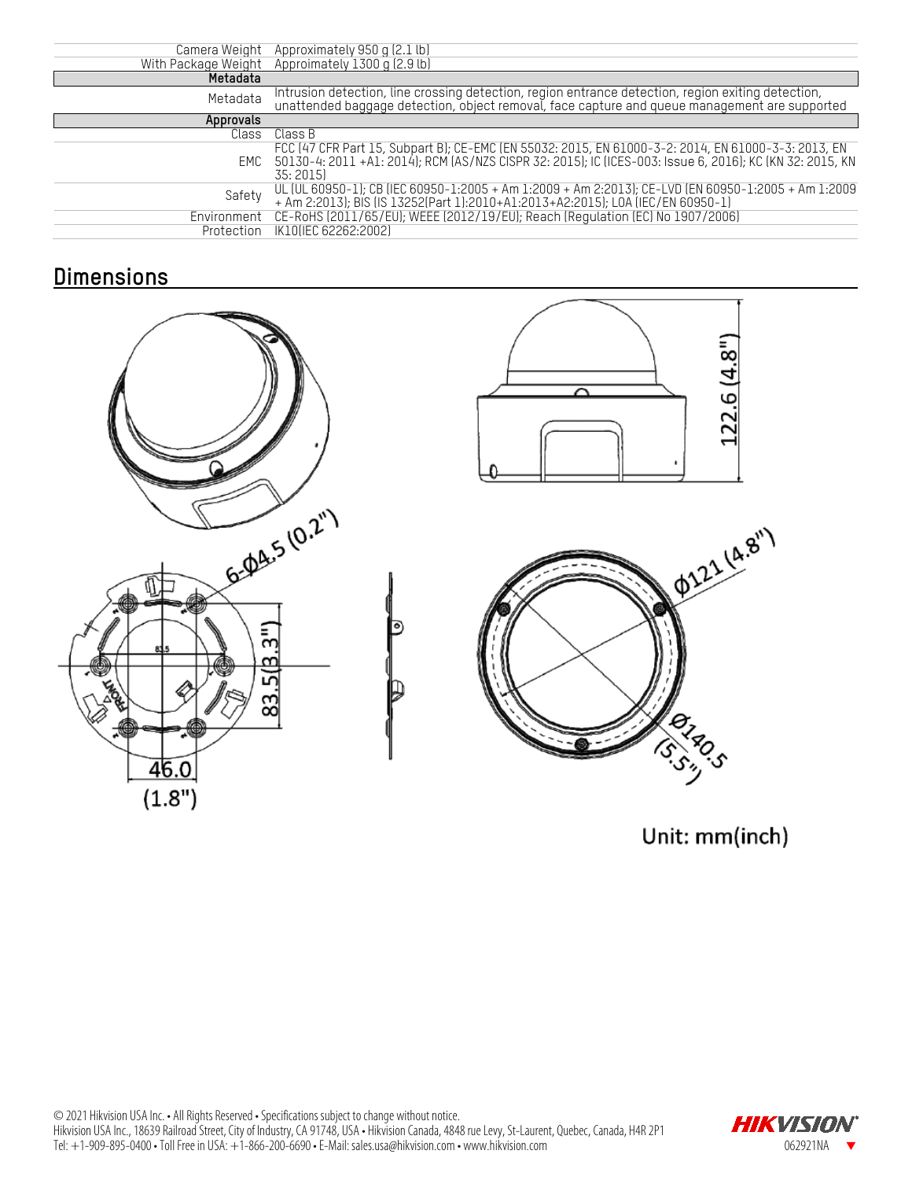| | |
|---|---|
| Camera Weight | Approximately 950 g (2.1 lb) |
| With Package Weight | Appoimately 1300 g (2.9 lb) |
| **Metadata** | |
| Metadata | Intrusion detection, line crossing detection, region entrance detection, region exiting detection, unattended baggage detection, object removal, face capture and queue management are supported |
| **Approvals** | |
| Class | Class B |
| EMC | FCC (47 CFR Part 15, Subpart B); CE-EMC (EN 55032: 2015, EN 61000-3-2: 2014, EN 61000-3-3: 2013, EN 50130-4: 2011 +A1: 2014); RCM (AS/NZS CISPR 32: 2015); IC (ICES-003: Issue 6, 2016); KC (KN 32: 2015, KN 35: 2015) |
| Safety | UL (UL 60950-1); CB (IEC 60950-1:2005 + Am 1:2009 + Am 2:2013); CE-LVD (EN 60950-1:2005 + Am 1:2009 + Am 2:2013); BIS (IS 13252(Part 1):2010+A1:2013+A2:2015); LOA (IEC/EN 60950-1) |
| Environment | CE-RoHS (2011/65/EU); WEEE (2012/19/EU); Reach (Regulation (EC) No 1907/2006) |
| Protection | IK10(IEC 62262:2002) |

## Dimensions

122.6 (4.8")

6-Φ4.5 (0.2")

83.5(3.3")

46.0 (1.8")

Φ121 (4.8")

Φ140.5 (5.5")

Unit: mm(inch)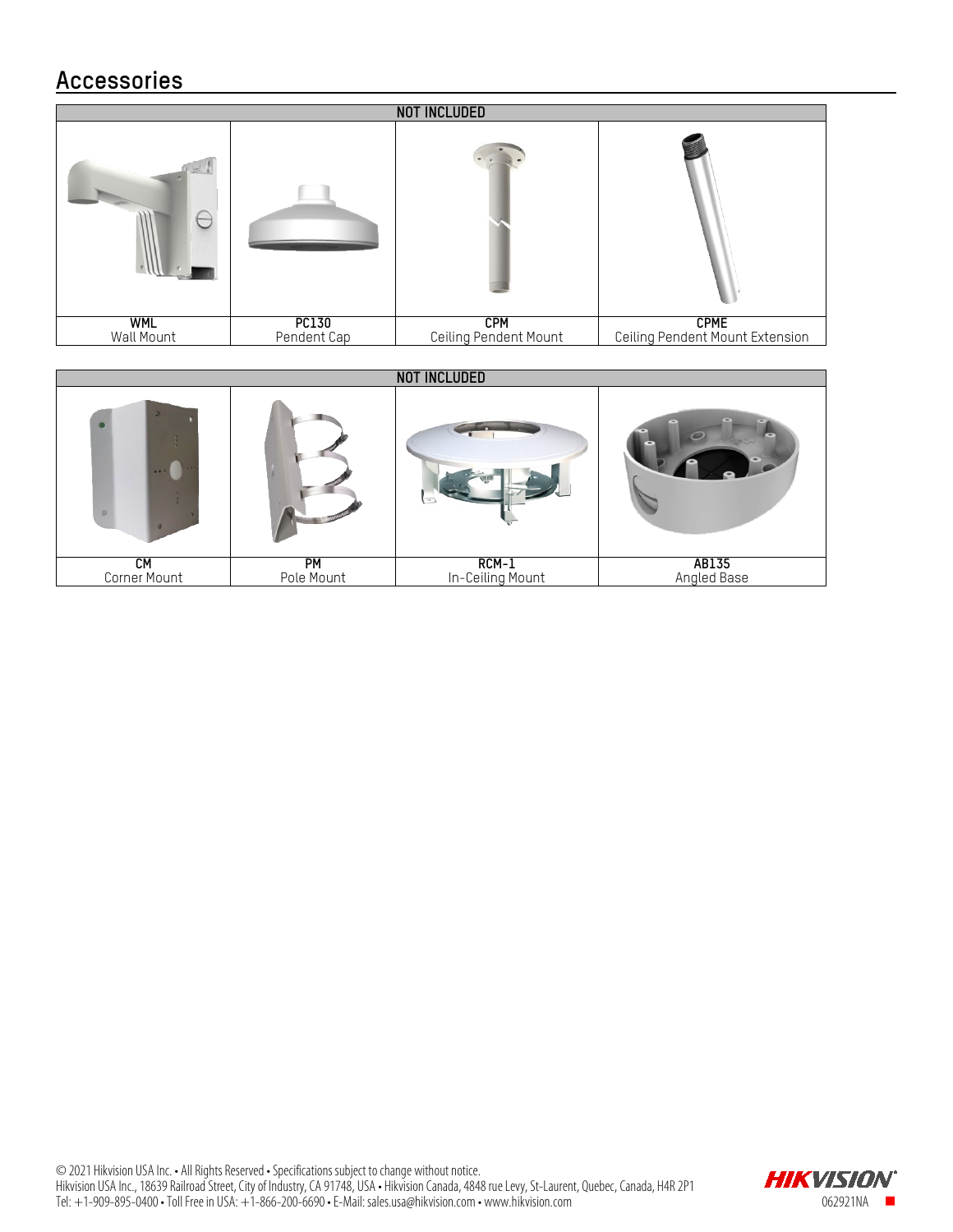## Accessories

| NOT INCLUDED | | | |
|---|---|---|---|
| **WML**<br>Wall Mount | **PC130**<br>Pendent Cap | **CPM**<br>Ceiling Pendent Mount | **CPME**<br>Ceiling Pendent Mount Extension |

| NOT INCLUDED | | | |
|---|---|---|---|
| **CM**<br>Corner Mount | **PM**<br>Pole Mount | **RCM-1**<br>In-Ceiling Mount | **AB135**<br>Angled Base |

© 2021 Hikvision USA Inc. • All Rights Reserved • Specifications subject to change without notice.
Hikvision USA Inc., 18639 Railroad Street, City of Industry, CA 91748, USA • Hikvision Canada, 4848 rue Levy, St-Laurent, Quebec, Canada, H4R 2P1
Tel: +1-909-895-0400 • Toll Free in USA: +1-866-200-6690 • E-Mail: sales.usa@hikvision.com • www.hikvision.com

HIKVISION
062921NA